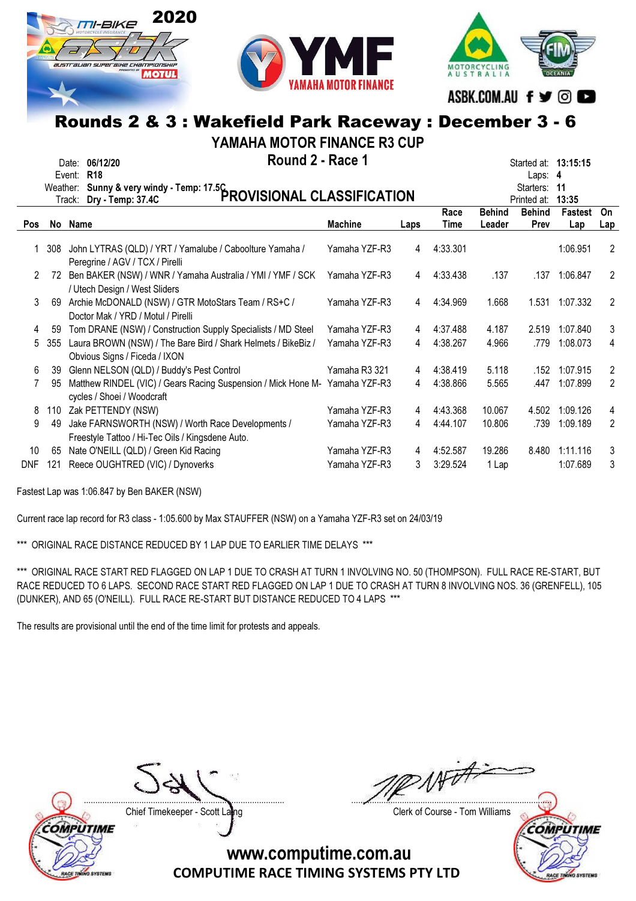# Rounds 2 & 3 : Wakefield Park Raceway : December 3 - 6

## YAMAHA MOTOR FINANCE R3 CUP

### Round 2 - Race 1

### PROVISIONAL CLASSIFICATION

Date: **06/12/20**
Event: **R18**
Weather: **Sunny & very windy - Temp: 17.5C**
Track: **Dry - Temp: 37.4C**

Started at: **13:15:15**
Laps: **4**
Starters: **11**
Printed at: **13:35**

| Pos | No | Name | Machine | Laps | Race Time | Behind Leader | Behind Prev | Fastest Lap | On Lap |
|---|---|---|---|---|---|---|---|---|---|
| 1 | 308 | John LYTRAS (QLD) / YRT / Yamalube / Caboolture Yamaha / Peregrine / AGV / TCX / Pirelli | Yamaha YZF-R3 | 4 | 4:33.301 | | | 1:06.951 | 2 |
| 2 | 72 | Ben BAKER (NSW) / WNR / Yamaha Australia / YMI / YMF / SCK / Utech Design / West Sliders | Yamaha YZF-R3 | 4 | 4:33.438 | .137 | .137 | 1:06.847 | 2 |
| 3 | 69 | Archie McDONALD (NSW) / GTR MotoStars Team / RS+C / Doctor Mak / YRD / Motul / Pirelli | Yamaha YZF-R3 | 4 | 4:34.969 | 1.668 | 1.531 | 1:07.332 | 2 |
| 4 | 59 | Tom DRANE (NSW) / Construction Supply Specialists / MD Steel | Yamaha YZF-R3 | 4 | 4:37.488 | 4.187 | 2.519 | 1:07.840 | 3 |
| 5 | 355 | Laura BROWN (NSW) / The Bare Bird / Shark Helmets / BikeBiz / Obvious Signs / Ficeda / IXON | Yamaha YZF-R3 | 4 | 4:38.267 | 4.966 | .779 | 1:08.073 | 4 |
| 6 | 39 | Glenn NELSON (QLD) / Buddy's Pest Control | Yamaha R3 321 | 4 | 4:38.419 | 5.118 | .152 | 1:07.915 | 2 |
| 7 | 95 | Matthew RINDEL (VIC) / Gears Racing Suspension / Mick Hone M-cycles / Shoei / Woodcraft | Yamaha YZF-R3 | 4 | 4:38.866 | 5.565 | .447 | 1:07.899 | 2 |
| 8 | 110 | Zak PETTENDY (NSW) | Yamaha YZF-R3 | 4 | 4:43.368 | 10.067 | 4.502 | 1:09.126 | 4 |
| 9 | 49 | Jake FARNSWORTH (NSW) / Worth Race Developments / Freestyle Tattoo / Hi-Tec Oils / Kingsdene Auto. | Yamaha YZF-R3 | 4 | 4:44.107 | 10.806 | .739 | 1:09.189 | 2 |
| 10 | 65 | Nate O'NEILL (QLD) / Green Kid Racing | Yamaha YZF-R3 | 4 | 4:52.587 | 19.286 | 8.480 | 1:11.116 | 3 |
| DNF | 121 | Reece OUGHTRED (VIC) / Dynoverks | Yamaha YZF-R3 | 3 | 3:29.524 | 1 Lap | | 1:07.689 | 3 |

Fastest Lap was 1:06.847 by Ben BAKER (NSW)

Current race lap record for R3 class - 1:05.600 by Max STAUFFER (NSW) on a Yamaha YZF-R3 set on 24/03/19

*** ORIGINAL RACE DISTANCE REDUCED BY 1 LAP DUE TO EARLIER TIME DELAYS ***

*** ORIGINAL RACE START RED FLAGGED ON LAP 1 DUE TO CRASH AT TURN 1 INVOLVING NO. 50 (THOMPSON). FULL RACE RE-START, BUT RACE REDUCED TO 6 LAPS. SECOND RACE START RED FLAGGED ON LAP 1 DUE TO CRASH AT TURN 8 INVOLVING NOS. 36 (GRENFELL), 105 (DUNKER), AND 65 (O'NEILL). FULL RACE RE-START BUT DISTANCE REDUCED TO 4 LAPS ***

The results are provisional until the end of the time limit for protests and appeals.

Chief Timekeeper - Scott Laing

Clerk of Course - Tom Williams

www.computime.com.au

COMPUTIME RACE TIMING SYSTEMS PTY LTD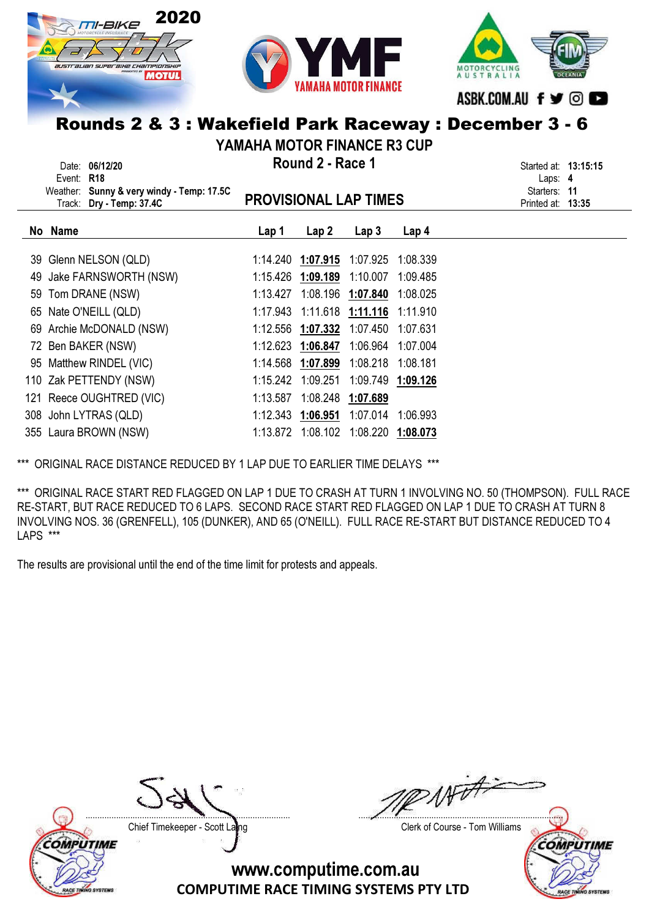## Rounds 2 & 3 : Wakefield Park Raceway : December 3 - 6

### YAMAHA MOTOR FINANCE R3 CUP

### Round 2 - Race 1

Date: **06/12/20**
Event: **R18**
Weather: **Sunny & very windy - Temp: 17.5C**
Track: **Dry - Temp: 37.4C**

### PROVISIONAL LAP TIMES

Started at: **13:15:15**
Laps: **4**
Starters: **11**
Printed at: **13:35**

| No | Name | Lap 1 | Lap 2 | Lap 3 | Lap 4 |
|---|---|---|---|---|---|
| 39 | Glenn NELSON (QLD) | 1:14.240 | **1:07.915** | 1:07.925 | 1:08.339 |
| 49 | Jake FARNSWORTH (NSW) | 1:15.426 | **1:09.189** | 1:10.007 | 1:09.485 |
| 59 | Tom DRANE (NSW) | 1:13.427 | 1:08.196 | **1:07.840** | 1:08.025 |
| 65 | Nate O'NEILL (QLD) | 1:17.943 | 1:11.618 | **1:11.116** | 1:11.910 |
| 69 | Archie McDONALD (NSW) | 1:12.556 | **1:07.332** | 1:07.450 | 1:07.631 |
| 72 | Ben BAKER (NSW) | 1:12.623 | **1:06.847** | 1:06.964 | 1:07.004 |
| 95 | Matthew RINDEL (VIC) | 1:14.568 | **1:07.899** | 1:08.218 | 1:08.181 |
| 110 | Zak PETTENDY (NSW) | 1:15.242 | 1:09.251 | 1:09.749 | **1:09.126** |
| 121 | Reece OUGHTRED (VIC) | 1:13.587 | 1:08.248 | **1:07.689** | |
| 308 | John LYTRAS (QLD) | 1:12.343 | **1:06.951** | 1:07.014 | 1:06.993 |
| 355 | Laura BROWN (NSW) | 1:13.872 | 1:08.102 | 1:08.220 | **1:08.073** |

*** ORIGINAL RACE DISTANCE REDUCED BY 1 LAP DUE TO EARLIER TIME DELAYS ***

*** ORIGINAL RACE START RED FLAGGED ON LAP 1 DUE TO CRASH AT TURN 1 INVOLVING NO. 50 (THOMPSON). FULL RACE RE-START, BUT RACE REDUCED TO 6 LAPS. SECOND RACE START RED FLAGGED ON LAP 1 DUE TO CRASH AT TURN 8 INVOLVING NOS. 36 (GRENFELL), 105 (DUNKER), AND 65 (O'NEILL). FULL RACE RE-START BUT DISTANCE REDUCED TO 4 LAPS ***

The results are provisional until the end of the time limit for protests and appeals.

Chief Timekeeper - Scott Laing

Clerk of Course - Tom Williams

www.computime.com.au
COMPUTIME RACE TIMING SYSTEMS PTY LTD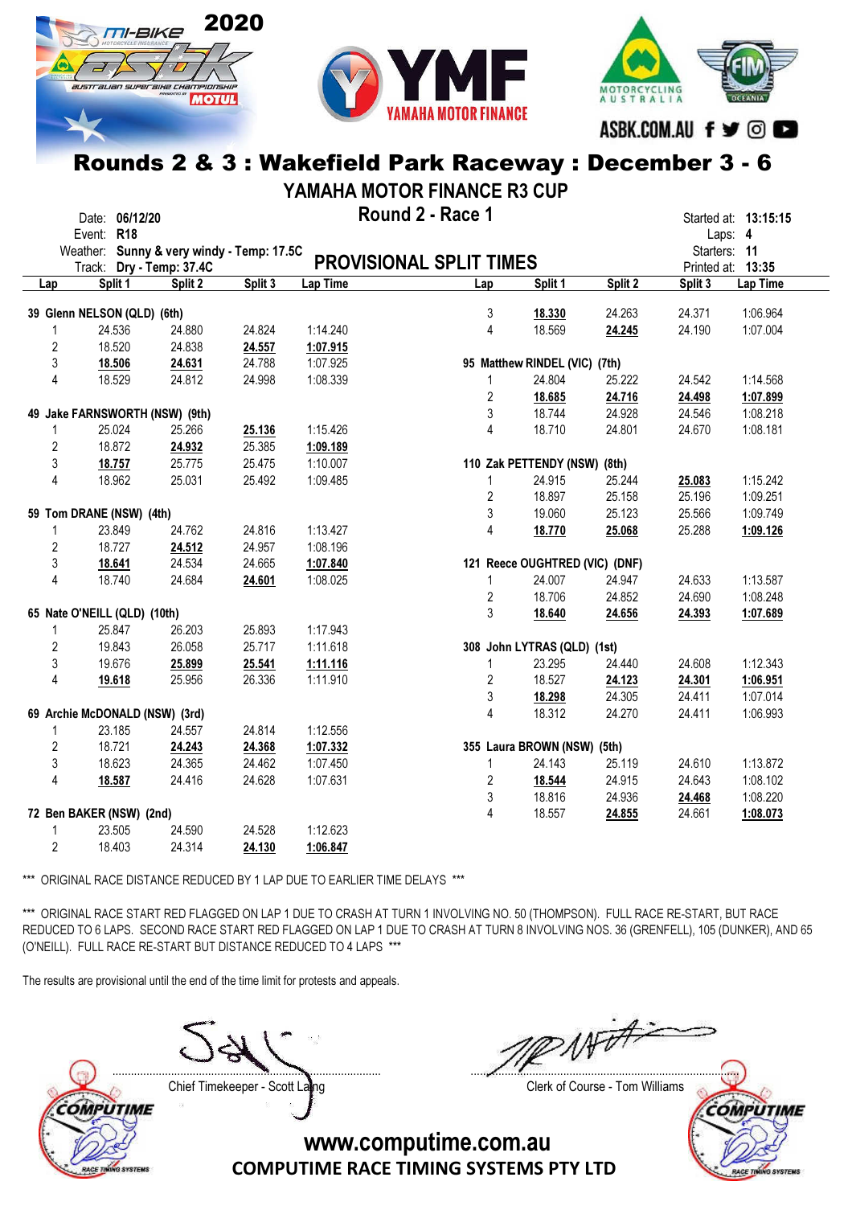# Rounds 2 & 3 : Wakefield Park Raceway : December 3 - 6

## YAMAHA MOTOR FINANCE R3 CUP

### Round 2 - Race 1

Date: **06/12/20**
Event: **R18**
Weather: **Sunny & very windy - Temp: 17.5C**
Track: **Dry - Temp: 37.4C**

Started at: **13:15:15**
Laps: **4**
Starters: **11**
Printed at: **13:35**

## PROVISIONAL SPLIT TIMES

| Lap | Split 1 | Split 2 | Split 3 | Lap Time |
|---|---|---|---|---|
| **39 Glenn NELSON (QLD) (6th)** | | | | |
| 1 | 24.536 | 24.880 | 24.824 | 1:14.240 |
| 2 | 18.520 | 24.838 | **24.557** | **1:07.915** |
| 3 | **18.506** | **24.631** | 24.788 | 1:07.925 |
| 4 | 18.529 | 24.812 | 24.998 | 1:08.339 |
| **49 Jake FARNSWORTH (NSW) (9th)** | | | | |
| 1 | 25.024 | 25.266 | **25.136** | 1:15.426 |
| 2 | 18.872 | **24.932** | 25.385 | **1:09.189** |
| 3 | **18.757** | 25.775 | 25.475 | 1:10.007 |
| 4 | 18.962 | 25.031 | 25.492 | 1:09.485 |
| **59 Tom DRANE (NSW) (4th)** | | | | |
| 1 | 23.849 | 24.762 | 24.816 | 1:13.427 |
| 2 | 18.727 | **24.512** | 24.957 | 1:08.196 |
| 3 | **18.641** | 24.534 | 24.665 | **1:07.840** |
| 4 | 18.740 | 24.684 | **24.601** | 1:08.025 |
| **65 Nate O'NEILL (QLD) (10th)** | | | | |
| 1 | 25.847 | 26.203 | 25.893 | 1:17.943 |
| 2 | 19.843 | 26.058 | 25.717 | 1:11.618 |
| 3 | 19.676 | **25.899** | **25.541** | **1:11.116** |
| 4 | **19.618** | 25.956 | 26.336 | 1:11.910 |
| **69 Archie McDONALD (NSW) (3rd)** | | | | |
| 1 | 23.185 | 24.557 | 24.814 | 1:12.556 |
| 2 | 18.721 | **24.243** | **24.368** | **1:07.332** |
| 3 | 18.623 | 24.365 | 24.462 | 1:07.450 |
| 4 | **18.587** | 24.416 | 24.628 | 1:07.631 |
| **72 Ben BAKER (NSW) (2nd)** | | | | |
| 1 | 23.505 | 24.590 | 24.528 | 1:12.623 |
| 2 | 18.403 | 24.314 | **24.130** | **1:06.847** |
| 3 | **18.330** | 24.263 | 24.371 | 1:06.964 |
| 4 | 18.569 | **24.245** | 24.190 | 1:07.004 |
| **95 Matthew RINDEL (VIC) (7th)** | | | | |
| 1 | 24.804 | 25.222 | 24.542 | 1:14.568 |
| 2 | **18.685** | **24.716** | **24.498** | **1:07.899** |
| 3 | 18.744 | 24.928 | 24.546 | 1:08.218 |
| 4 | 18.710 | 24.801 | 24.670 | 1:08.181 |
| **110 Zak PETTENDY (NSW) (8th)** | | | | |
| 1 | 24.915 | 25.244 | **25.083** | 1:15.242 |
| 2 | 18.897 | 25.158 | 25.196 | 1:09.251 |
| 3 | 19.060 | 25.123 | 25.566 | 1:09.749 |
| 4 | **18.770** | **25.068** | 25.288 | **1:09.126** |
| **121 Reece OUGHTRED (VIC) (DNF)** | | | | |
| 1 | 24.007 | 24.947 | 24.633 | 1:13.587 |
| 2 | 18.706 | 24.852 | 24.690 | 1:08.248 |
| 3 | **18.640** | **24.656** | **24.393** | **1:07.689** |
| **308 John LYTRAS (QLD) (1st)** | | | | |
| 1 | 23.295 | 24.440 | 24.608 | 1:12.343 |
| 2 | 18.527 | **24.123** | **24.301** | **1:06.951** |
| 3 | **18.298** | 24.305 | 24.411 | 1:07.014 |
| 4 | 18.312 | 24.270 | 24.411 | 1:06.993 |
| **355 Laura BROWN (NSW) (5th)** | | | | |
| 1 | 24.143 | 25.119 | 24.610 | 1:13.872 |
| 2 | **18.544** | 24.915 | 24.643 | 1:08.102 |
| 3 | 18.816 | 24.936 | **24.468** | 1:08.220 |
| 4 | 18.557 | **24.855** | 24.661 | **1:08.073** |

*** ORIGINAL RACE DISTANCE REDUCED BY 1 LAP DUE TO EARLIER TIME DELAYS ***

*** ORIGINAL RACE START RED FLAGGED ON LAP 1 DUE TO CRASH AT TURN 1 INVOLVING NO. 50 (THOMPSON). FULL RACE RE-START, BUT RACE REDUCED TO 6 LAPS. SECOND RACE START RED FLAGGED ON LAP 1 DUE TO CRASH AT TURN 8 INVOLVING NOS. 36 (GRENFELL), 105 (DUNKER), AND 65 (O'NEILL). FULL RACE RE-START BUT DISTANCE REDUCED TO 4 LAPS ***

The results are provisional until the end of the time limit for protests and appeals.

Chief Timekeeper - Scott Laing

Clerk of Course - Tom Williams

www.computime.com.au
COMPUTIME RACE TIMING SYSTEMS PTY LTD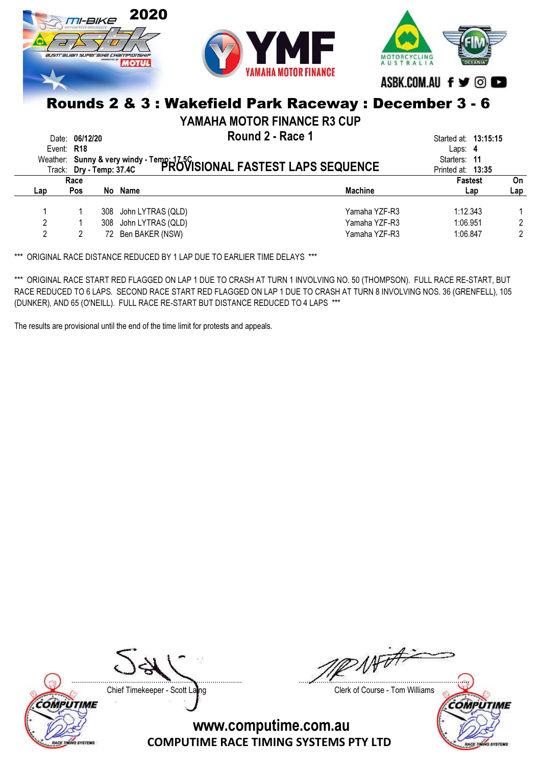# Rounds 2 & 3 : Wakefield Park Raceway : December 3 - 6

## YAMAHA MOTOR FINANCE R3 CUP

### Round 2 - Race 1

Date: **06/12/20**
Event: **R18**
Weather: **Sunny & very windy - Temp: 17.5C**
Track: **Dry - Temp: 37.4C**

Started at: **13:15:15**
Laps: **4**
Starters: **11**
Printed at: **13:35**

## PROVISIONAL FASTEST LAPS SEQUENCE

| Lap | Race Pos | No | Name | Machine | Fastest Lap | On Lap |
|---|---|---|---|---|---|---|
| 1 | 1 | 308 | John LYTRAS (QLD) | Yamaha YZF-R3 | 1:12.343 | 1 |
| 2 | 1 | 308 | John LYTRAS (QLD) | Yamaha YZF-R3 | 1:06.951 | 2 |
| 2 | 2 | 72 | Ben BAKER (NSW) | Yamaha YZF-R3 | 1:06.847 | 2 |

*** ORIGINAL RACE DISTANCE REDUCED BY 1 LAP DUE TO EARLIER TIME DELAYS ***

*** ORIGINAL RACE START RED FLAGGED ON LAP 1 DUE TO CRASH AT TURN 1 INVOLVING NO. 50 (THOMPSON). FULL RACE RE-START, BUT RACE REDUCED TO 6 LAPS. SECOND RACE START RED FLAGGED ON LAP 1 DUE TO CRASH AT TURN 8 INVOLVING NOS. 36 (GRENFELL), 105 (DUNKER), AND 65 (O'NEILL). FULL RACE RE-START BUT DISTANCE REDUCED TO 4 LAPS ***

The results are provisional until the end of the time limit for protests and appeals.

Chief Timekeeper - Scott Laing

Clerk of Course - Tom Williams

www.computime.com.au
COMPUTIME RACE TIMING SYSTEMS PTY LTD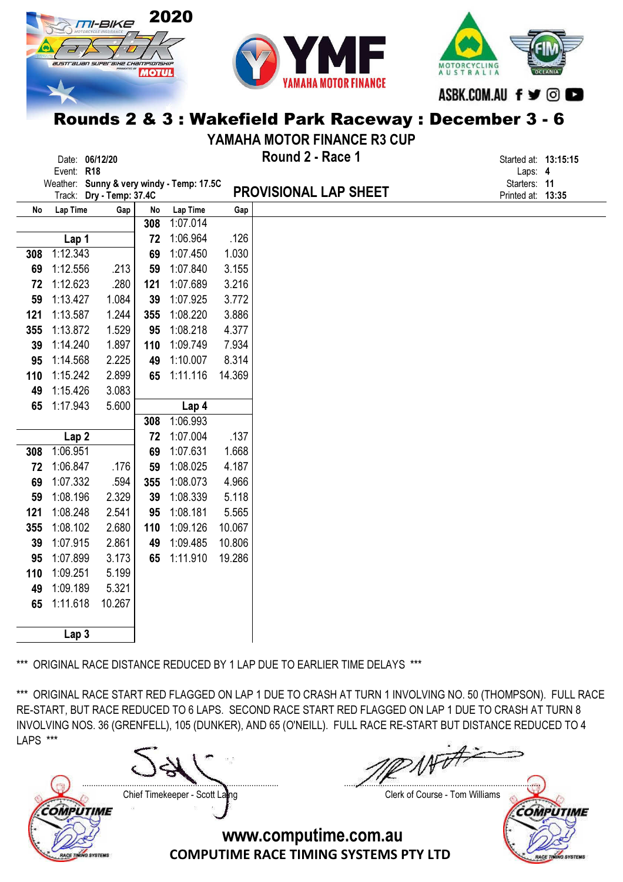2020 mi-BIKE ASBK Australian Superbike Championship presented by MOTUL

YAMAHA MOTOR FINANCE

MOTORCYCLING AUSTRALIA | FIM OCEANIA

ASBK.COM.AU

# Rounds 2 & 3 : Wakefield Park Raceway : December 3 - 6

## YAMAHA MOTOR FINANCE R3 CUP

### Round 2 - Race 1

Date: **06/12/20**
Event: **R18**
Weather: **Sunny & very windy - Temp: 17.5C**
Track: **Dry - Temp: 37.4C**

## PROVISIONAL LAP SHEET

Started at: **13:15:15**
Laps: **4**
Starters: **11**
Printed at: **13:35**

| No | Lap Time | Gap |
|---|---|---|
| **Lap 1** | | |
| 308 | 1:12.343 | |
| 69 | 1:12.556 | .213 |
| 72 | 1:12.623 | .280 |
| 59 | 1:13.427 | 1.084 |
| 121 | 1:13.587 | 1.244 |
| 355 | 1:13.872 | 1.529 |
| 39 | 1:14.240 | 1.897 |
| 95 | 1:14.568 | 2.225 |
| 110 | 1:15.242 | 2.899 |
| 49 | 1:15.426 | 3.083 |
| 65 | 1:17.943 | 5.600 |
| **Lap 2** | | |
| 308 | 1:06.951 | |
| 72 | 1:06.847 | .176 |
| 69 | 1:07.332 | .594 |
| 59 | 1:08.196 | 2.329 |
| 121 | 1:08.248 | 2.541 |
| 355 | 1:08.102 | 2.680 |
| 39 | 1:07.915 | 2.861 |
| 95 | 1:07.899 | 3.173 |
| 110 | 1:09.251 | 5.199 |
| 49 | 1:09.189 | 5.321 |
| 65 | 1:11.618 | 10.267 |
| **Lap 3** | | |
| 308 | 1:07.014 | |
| 72 | 1:06.964 | .126 |
| 69 | 1:07.450 | 1.030 |
| 59 | 1:07.840 | 3.155 |
| 121 | 1:07.689 | 3.216 |
| 39 | 1:07.925 | 3.772 |
| 355 | 1:08.220 | 3.886 |
| 95 | 1:08.218 | 4.377 |
| 110 | 1:09.749 | 7.934 |
| 49 | 1:10.007 | 8.314 |
| 65 | 1:11.116 | 14.369 |
| **Lap 4** | | |
| 308 | 1:06.993 | |
| 72 | 1:07.004 | .137 |
| 69 | 1:07.631 | 1.668 |
| 59 | 1:08.025 | 4.187 |
| 355 | 1:08.073 | 4.966 |
| 39 | 1:08.339 | 5.118 |
| 95 | 1:08.181 | 5.565 |
| 110 | 1:09.126 | 10.067 |
| 49 | 1:09.485 | 10.806 |
| 65 | 1:11.910 | 19.286 |

*** ORIGINAL RACE DISTANCE REDUCED BY 1 LAP DUE TO EARLIER TIME DELAYS ***

*** ORIGINAL RACE START RED FLAGGED ON LAP 1 DUE TO CRASH AT TURN 1 INVOLVING NO. 50 (THOMPSON). FULL RACE RE-START, BUT RACE REDUCED TO 6 LAPS. SECOND RACE START RED FLAGGED ON LAP 1 DUE TO CRASH AT TURN 8 INVOLVING NOS. 36 (GRENFELL), 105 (DUNKER), AND 65 (O'NEILL). FULL RACE RE-START BUT DISTANCE REDUCED TO 4 LAPS ***

Chief Timekeeper - Scott Laing

Clerk of Course - Tom Williams

www.computime.com.au
COMPUTIME RACE TIMING SYSTEMS PTY LTD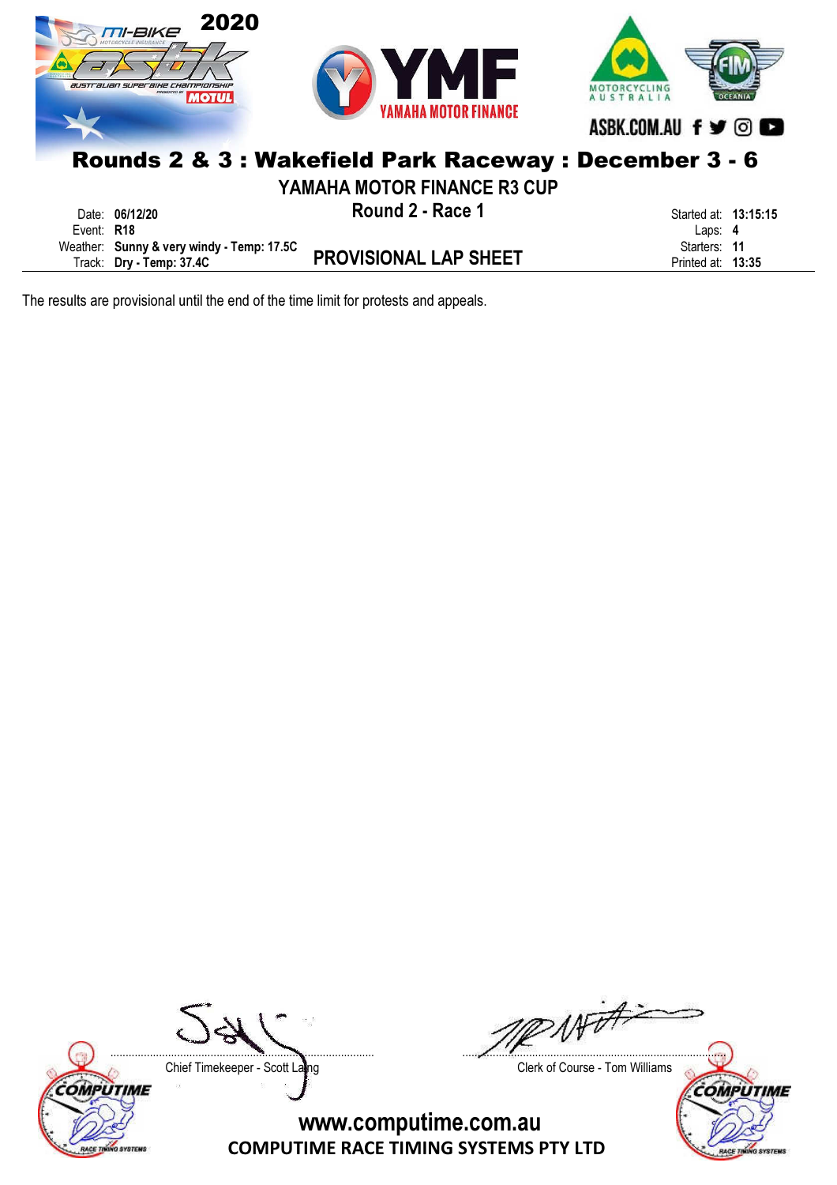# Rounds 2 & 3 : Wakefield Park Raceway : December 3 - 6

## YAMAHA MOTOR FINANCE R3 CUP

### Round 2 - Race 1

Date: **06/12/20**
Event: **R18**
Weather: **Sunny & very windy - Temp: 17.5C**
Track: **Dry - Temp: 37.4C**

## PROVISIONAL LAP SHEET

Started at: **13:15:15**
Laps: **4**
Starters: **11**
Printed at: **13:35**

The results are provisional until the end of the time limit for protests and appeals.

Chief Timekeeper - Scott Laing

Clerk of Course - Tom Williams

www.computime.com.au
COMPUTIME RACE TIMING SYSTEMS PTY LTD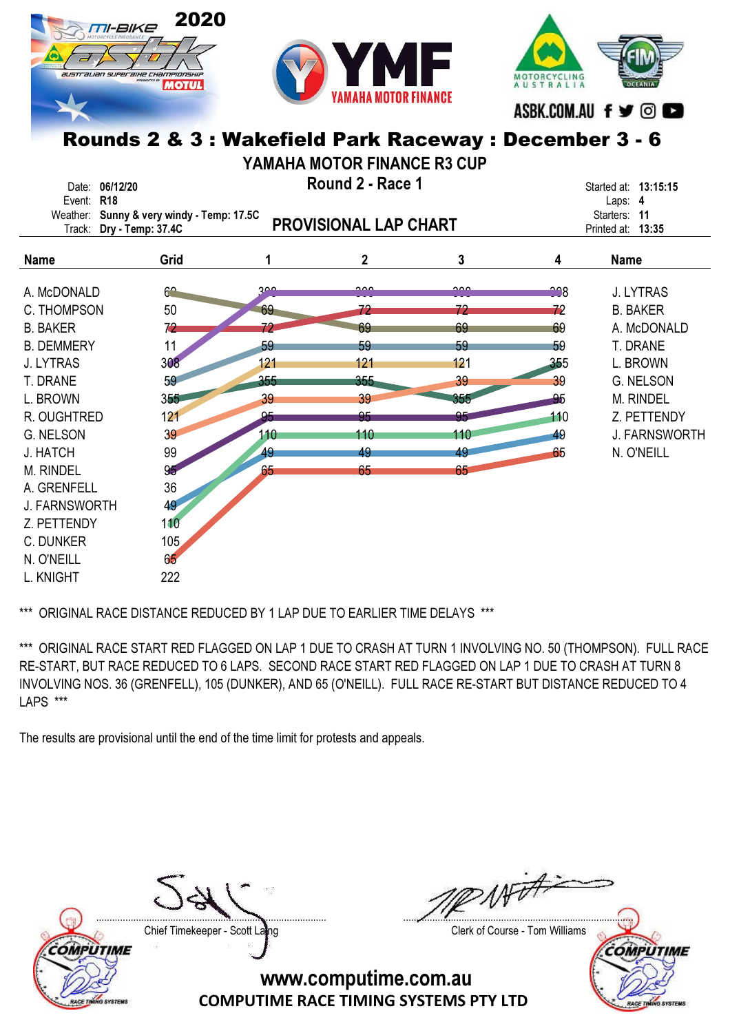2020

# Rounds 2 & 3 : Wakefield Park Raceway : December 3 - 6

## YAMAHA MOTOR FINANCE R3 CUP

### Round 2 - Race 1

Date: **06/12/20**
Event: **R18**
Weather: **Sunny & very windy - Temp: 17.5C**
Track: **Dry - Temp: 37.4C**

Started at: **13:15:15**
Laps: **4**
Starters: **11**
Printed at: **13:35**

## PROVISIONAL LAP CHART

| Name | Grid | 1 | 2 | 3 | 4 | Name |
|---|---|---|---|---|---|---|
| A. McDONALD | 69 | 308 | 308 | 308 | 308 | J. LYTRAS |
| C. THOMPSON | 50 | 69 | 72 | 72 | 72 | B. BAKER |
| B. BAKER | 72 | 72 | 69 | 69 | 69 | A. McDONALD |
| B. DEMMERY | 11 | 59 | 59 | 59 | 59 | T. DRANE |
| J. LYTRAS | 308 | 121 | 121 | 121 | 355 | L. BROWN |
| T. DRANE | 59 | 355 | 355 | 39 | 39 | G. NELSON |
| L. BROWN | 355 | 39 | 39 | 355 | 95 | M. RINDEL |
| R. OUGHTRED | 121 | 95 | 95 | 95 | 110 | Z. PETTENDY |
| G. NELSON | 39 | 110 | 110 | 110 | 49 | J. FARNSWORTH |
| J. HATCH | 99 | 49 | 49 | 49 | 65 | N. O'NEILL |
| M. RINDEL | 95 | 65 | 65 | 65 | | |
| A. GRENFELL | 36 | | | | | |
| J. FARNSWORTH | 49 | | | | | |
| Z. PETTENDY | 110 | | | | | |
| C. DUNKER | 105 | | | | | |
| N. O'NEILL | 65 | | | | | |
| L. KNIGHT | 222 | | | | | |

*** ORIGINAL RACE DISTANCE REDUCED BY 1 LAP DUE TO EARLIER TIME DELAYS ***

*** ORIGINAL RACE START RED FLAGGED ON LAP 1 DUE TO CRASH AT TURN 1 INVOLVING NO. 50 (THOMPSON). FULL RACE RE-START, BUT RACE REDUCED TO 6 LAPS. SECOND RACE START RED FLAGGED ON LAP 1 DUE TO CRASH AT TURN 8 INVOLVING NOS. 36 (GRENFELL), 105 (DUNKER), AND 65 (O'NEILL). FULL RACE RE-START BUT DISTANCE REDUCED TO 4 LAPS ***

The results are provisional until the end of the time limit for protests and appeals.

Chief Timekeeper - Scott Laing

Clerk of Course - Tom Williams

www.computime.com.au
COMPUTIME RACE TIMING SYSTEMS PTY LTD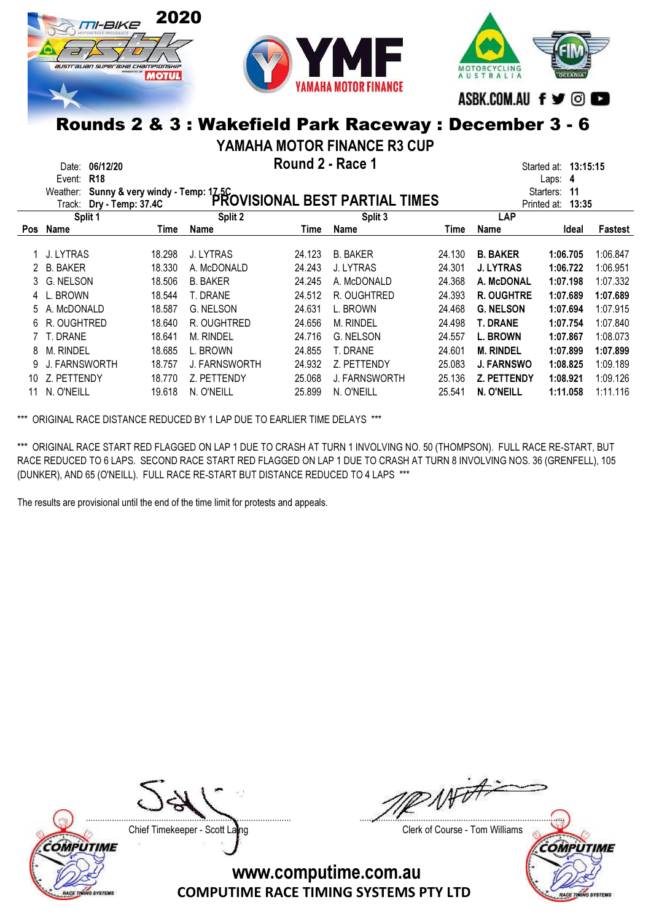# Rounds 2 & 3 : Wakefield Park Raceway : December 3 - 6

## YAMAHA MOTOR FINANCE R3 CUP

### Round 2 - Race 1

Date: **06/12/20**
Event: **R18**
Weather: **Sunny & very windy - Temp: 17.5C**
Track: **Dry - Temp: 37.4C**

Started at: **13:15:15**
Laps: **4**
Starters: **11**
Printed at: **13:35**

## PROVISIONAL BEST PARTIAL TIMES

| Pos | Split 1 Name | Time | Split 2 Name | Time | Split 3 Name | Time | LAP Name | Ideal | Fastest |
|---|---|---|---|---|---|---|---|---|---|
| 1 | J. LYTRAS | 18.298 | J. LYTRAS | 24.123 | B. BAKER | 24.130 | **B. BAKER** | **1:06.705** | 1:06.847 |
| 2 | B. BAKER | 18.330 | A. McDONALD | 24.243 | J. LYTRAS | 24.301 | **J. LYTRAS** | **1:06.722** | 1:06.951 |
| 3 | G. NELSON | 18.506 | B. BAKER | 24.245 | A. McDONALD | 24.368 | **A. McDONAL** | **1:07.198** | 1:07.332 |
| 4 | L. BROWN | 18.544 | T. DRANE | 24.512 | R. OUGHTRED | 24.393 | **R. OUGHTRE** | **1:07.689** | **1:07.689** |
| 5 | A. McDONALD | 18.587 | G. NELSON | 24.631 | L. BROWN | 24.468 | **G. NELSON** | **1:07.694** | 1:07.915 |
| 6 | R. OUGHTRED | 18.640 | R. OUGHTRED | 24.656 | M. RINDEL | 24.498 | **T. DRANE** | **1:07.754** | 1:07.840 |
| 7 | T. DRANE | 18.641 | M. RINDEL | 24.716 | G. NELSON | 24.557 | **L. BROWN** | **1:07.867** | 1:08.073 |
| 8 | M. RINDEL | 18.685 | L. BROWN | 24.855 | T. DRANE | 24.601 | **M. RINDEL** | **1:07.899** | **1:07.899** |
| 9 | J. FARNSWORTH | 18.757 | J. FARNSWORTH | 24.932 | Z. PETTENDY | 25.083 | **J. FARNSWO** | **1:08.825** | 1:09.189 |
| 10 | Z. PETTENDY | 18.770 | Z. PETTENDY | 25.068 | J. FARNSWORTH | 25.136 | **Z. PETTENDY** | **1:08.921** | 1:09.126 |
| 11 | N. O'NEILL | 19.618 | N. O'NEILL | 25.899 | N. O'NEILL | 25.541 | **N. O'NEILL** | **1:11.058** | 1:11.116 |

*** ORIGINAL RACE DISTANCE REDUCED BY 1 LAP DUE TO EARLIER TIME DELAYS ***

*** ORIGINAL RACE START RED FLAGGED ON LAP 1 DUE TO CRASH AT TURN 1 INVOLVING NO. 50 (THOMPSON). FULL RACE RE-START, BUT RACE REDUCED TO 6 LAPS. SECOND RACE START RED FLAGGED ON LAP 1 DUE TO CRASH AT TURN 8 INVOLVING NOS. 36 (GRENFELL), 105 (DUNKER), AND 65 (O'NEILL). FULL RACE RE-START BUT DISTANCE REDUCED TO 4 LAPS ***

The results are provisional until the end of the time limit for protests and appeals.

Chief Timekeeper - Scott Laing

Clerk of Course - Tom Williams

www.computime.com.au
COMPUTIME RACE TIMING SYSTEMS PTY LTD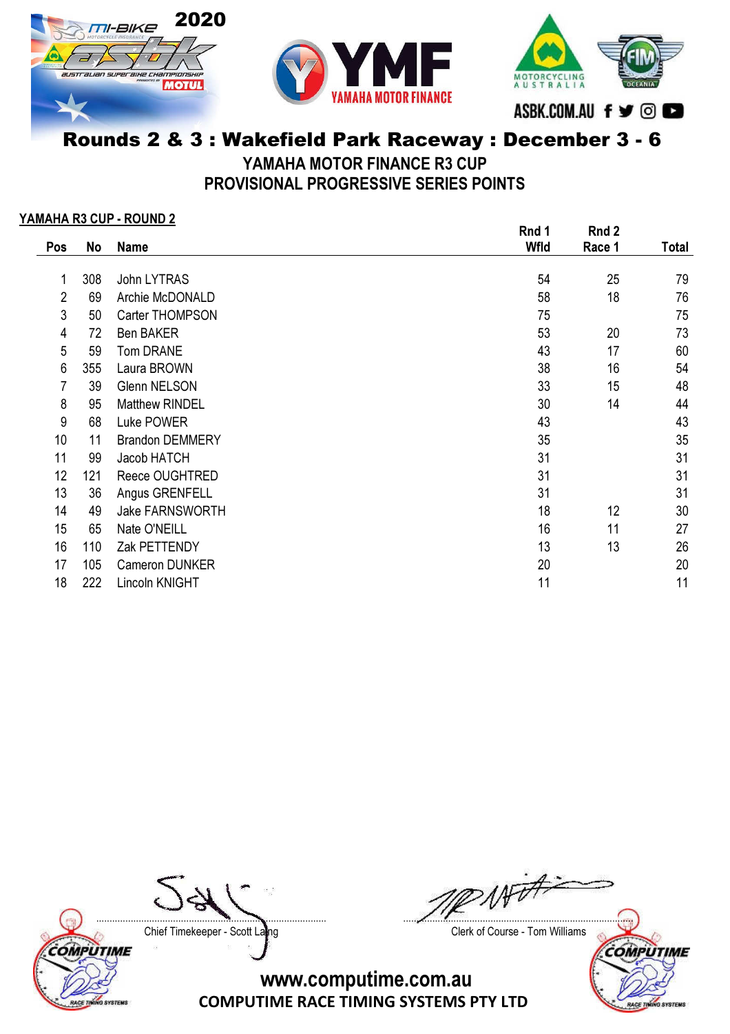# Rounds 2 & 3 : Wakefield Park Raceway : December 3 - 6

## YAMAHA MOTOR FINANCE R3 CUP

## PROVISIONAL PROGRESSIVE SERIES POINTS

**YAMAHA R3 CUP - ROUND 2**

| Pos | No | Name | Rnd 1 Wfld | Rnd 2 Race 1 | Total |
|---|---|---|---|---|---|
| 1 | 308 | John LYTRAS | 54 | 25 | 79 |
| 2 | 69 | Archie McDONALD | 58 | 18 | 76 |
| 3 | 50 | Carter THOMPSON | 75 | | 75 |
| 4 | 72 | Ben BAKER | 53 | 20 | 73 |
| 5 | 59 | Tom DRANE | 43 | 17 | 60 |
| 6 | 355 | Laura BROWN | 38 | 16 | 54 |
| 7 | 39 | Glenn NELSON | 33 | 15 | 48 |
| 8 | 95 | Matthew RINDEL | 30 | 14 | 44 |
| 9 | 68 | Luke POWER | 43 | | 43 |
| 10 | 11 | Brandon DEMMERY | 35 | | 35 |
| 11 | 99 | Jacob HATCH | 31 | | 31 |
| 12 | 121 | Reece OUGHTRED | 31 | | 31 |
| 13 | 36 | Angus GRENFELL | 31 | | 31 |
| 14 | 49 | Jake FARNSWORTH | 18 | 12 | 30 |
| 15 | 65 | Nate O'NEILL | 16 | 11 | 27 |
| 16 | 110 | Zak PETTENDY | 13 | 13 | 26 |
| 17 | 105 | Cameron DUNKER | 20 | | 20 |
| 18 | 222 | Lincoln KNIGHT | 11 | | 11 |

Chief Timekeeper - Scott Laing

Clerk of Course - Tom Williams

www.computime.com.au

COMPUTIME RACE TIMING SYSTEMS PTY LTD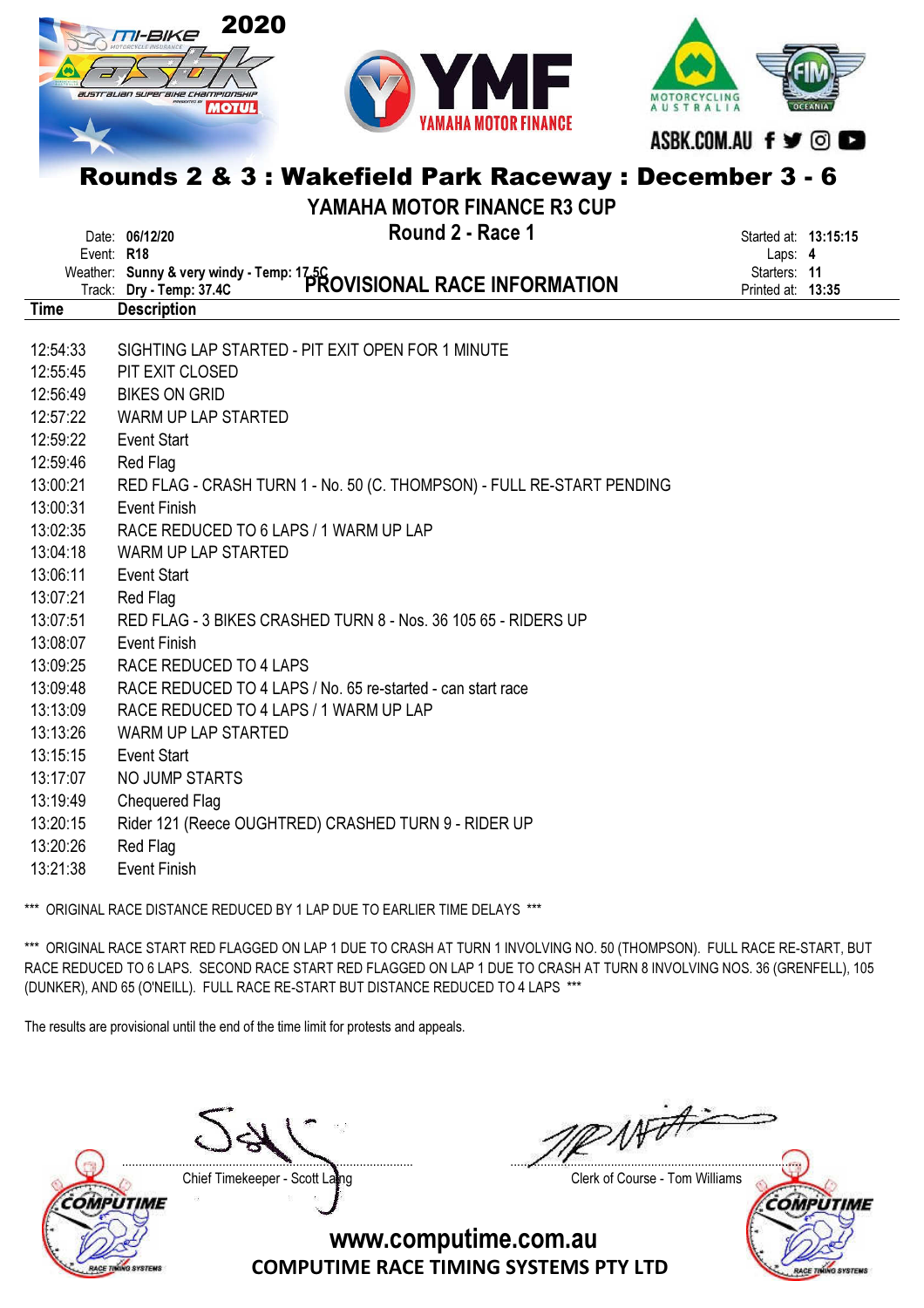2020 mi-BIKE ASBK Australian Superbike Championship presented by MOTUL

YMF YAMAHA MOTOR FINANCE

MOTORCYCLING AUSTRALIA    FIM OCEANIA

ASBK.COM.AU

# Rounds 2 & 3 : Wakefield Park Raceway : December 3 - 6

## YAMAHA MOTOR FINANCE R3 CUP

## Round 2 - Race 1

Date: **06/12/20**
Event: **R18**
Weather: **Sunny & very windy - Temp: 17.5C**
Track: **Dry - Temp: 37.4C**

Started at: **13:15:15**
Laps: **4**
Starters: **11**
Printed at: **13:35**

**PROVISIONAL RACE INFORMATION**

| Time | Description |
|---|---|
| 12:54:33 | SIGHTING LAP STARTED - PIT EXIT OPEN FOR 1 MINUTE |
| 12:55:45 | PIT EXIT CLOSED |
| 12:56:49 | BIKES ON GRID |
| 12:57:22 | WARM UP LAP STARTED |
| 12:59:22 | Event Start |
| 12:59:46 | Red Flag |
| 13:00:21 | RED FLAG - CRASH TURN 1 - No. 50 (C. THOMPSON) - FULL RE-START PENDING |
| 13:00:31 | Event Finish |
| 13:02:35 | RACE REDUCED TO 6 LAPS / 1 WARM UP LAP |
| 13:04:18 | WARM UP LAP STARTED |
| 13:06:11 | Event Start |
| 13:07:21 | Red Flag |
| 13:07:51 | RED FLAG - 3 BIKES CRASHED TURN 8 - Nos. 36 105 65 - RIDERS UP |
| 13:08:07 | Event Finish |
| 13:09:25 | RACE REDUCED TO 4 LAPS |
| 13:09:48 | RACE REDUCED TO 4 LAPS / No. 65 re-started - can start race |
| 13:13:09 | RACE REDUCED TO 4 LAPS / 1 WARM UP LAP |
| 13:13:26 | WARM UP LAP STARTED |
| 13:15:15 | Event Start |
| 13:17:07 | NO JUMP STARTS |
| 13:19:49 | Chequered Flag |
| 13:20:15 | Rider 121 (Reece OUGHTRED) CRASHED TURN 9 - RIDER UP |
| 13:20:26 | Red Flag |
| 13:21:38 | Event Finish |

*** ORIGINAL RACE DISTANCE REDUCED BY 1 LAP DUE TO EARLIER TIME DELAYS ***

*** ORIGINAL RACE START RED FLAGGED ON LAP 1 DUE TO CRASH AT TURN 1 INVOLVING NO. 50 (THOMPSON). FULL RACE RE-START, BUT RACE REDUCED TO 6 LAPS. SECOND RACE START RED FLAGGED ON LAP 1 DUE TO CRASH AT TURN 8 INVOLVING NOS. 36 (GRENFELL), 105 (DUNKER), AND 65 (O'NEILL). FULL RACE RE-START BUT DISTANCE REDUCED TO 4 LAPS ***

The results are provisional until the end of the time limit for protests and appeals.

Chief Timekeeper - Scott Laing

Clerk of Course - Tom Williams

www.computime.com.au
COMPUTIME RACE TIMING SYSTEMS PTY LTD